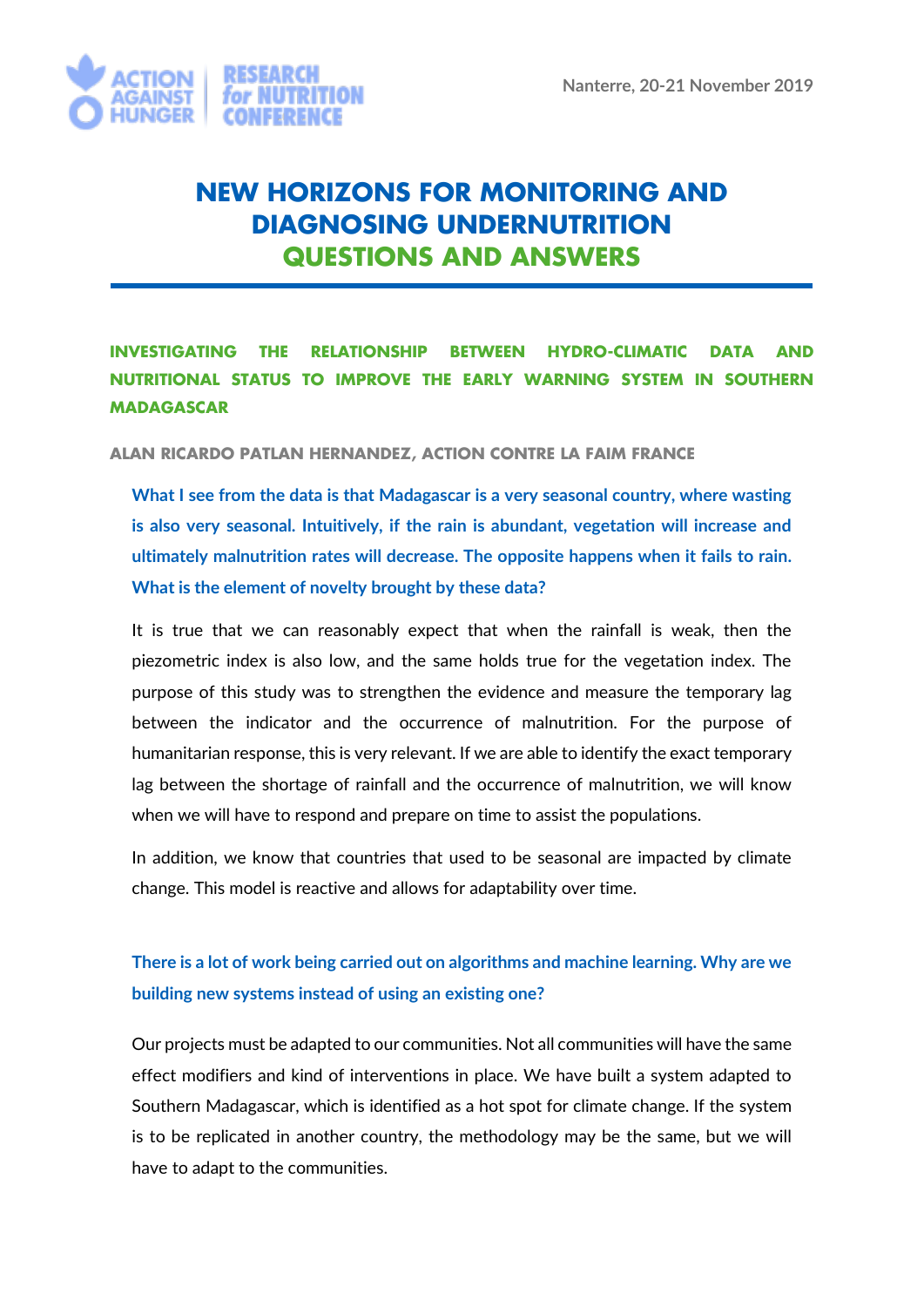Nanterre, 20-21 November 2019

# NEW HORIZONS FOR MONITORING AND DIAGNOSING UNDERNUTRITION
# QUESTIONS AND ANSWERS

## INVESTIGATING THE RELATIONSHIP BETWEEN HYDRO-CLIMATIC DATA AND NUTRITIONAL STATUS TO IMPROVE THE EARLY WARNING SYSTEM IN SOUTHERN MADAGASCAR

**ALAN RICARDO PATLAN HERNANDEZ, ACTION CONTRE LA FAIM FRANCE**

**What I see from the data is that Madagascar is a very seasonal country, where wasting is also very seasonal. Intuitively, if the rain is abundant, vegetation will increase and ultimately malnutrition rates will decrease. The opposite happens when it fails to rain. What is the element of novelty brought by these data?**

It is true that we can reasonably expect that when the rainfall is weak, then the piezometric index is also low, and the same holds true for the vegetation index. The purpose of this study was to strengthen the evidence and measure the temporary lag between the indicator and the occurrence of malnutrition. For the purpose of humanitarian response, this is very relevant. If we are able to identify the exact temporary lag between the shortage of rainfall and the occurrence of malnutrition, we will know when we will have to respond and prepare on time to assist the populations.

In addition, we know that countries that used to be seasonal are impacted by climate change. This model is reactive and allows for adaptability over time.

**There is a lot of work being carried out on algorithms and machine learning. Why are we building new systems instead of using an existing one?**

Our projects must be adapted to our communities. Not all communities will have the same effect modifiers and kind of interventions in place. We have built a system adapted to Southern Madagascar, which is identified as a hot spot for climate change. If the system is to be replicated in another country, the methodology may be the same, but we will have to adapt to the communities.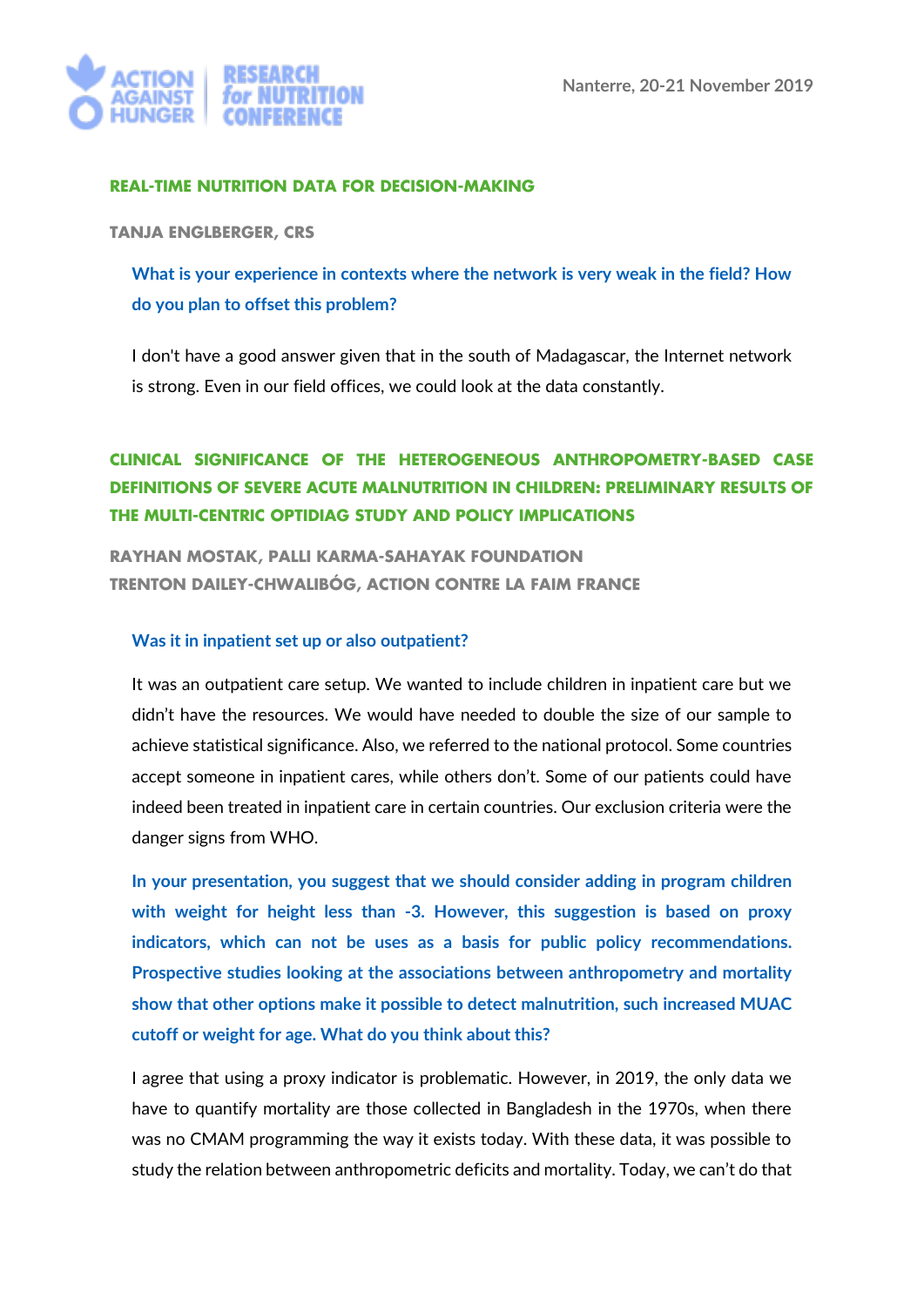## REAL-TIME NUTRITION DATA FOR DECISION-MAKING

**TANJA ENGLBERGER, CRS**

**What is your experience in contexts where the network is very weak in the field? How do you plan to offset this problem?**

I don't have a good answer given that in the south of Madagascar, the Internet network is strong. Even in our field offices, we could look at the data constantly.

## CLINICAL SIGNIFICANCE OF THE HETEROGENEOUS ANTHROPOMETRY-BASED CASE DEFINITIONS OF SEVERE ACUTE MALNUTRITION IN CHILDREN: PRELIMINARY RESULTS OF THE MULTI-CENTRIC OPTIDIAG STUDY AND POLICY IMPLICATIONS

**RAYHAN MOSTAK, PALLI KARMA-SAHAYAK FOUNDATION**
**TRENTON DAILEY-CHWALIBÓG, ACTION CONTRE LA FAIM FRANCE**

**Was it in inpatient set up or also outpatient?**

It was an outpatient care setup. We wanted to include children in inpatient care but we didn't have the resources. We would have needed to double the size of our sample to achieve statistical significance. Also, we referred to the national protocol. Some countries accept someone in inpatient cares, while others don't. Some of our patients could have indeed been treated in inpatient care in certain countries. Our exclusion criteria were the danger signs from WHO.

**In your presentation, you suggest that we should consider adding in program children with weight for height less than -3. However, this suggestion is based on proxy indicators, which can not be uses as a basis for public policy recommendations. Prospective studies looking at the associations between anthropometry and mortality show that other options make it possible to detect malnutrition, such increased MUAC cutoff or weight for age. What do you think about this?**

I agree that using a proxy indicator is problematic. However, in 2019, the only data we have to quantify mortality are those collected in Bangladesh in the 1970s, when there was no CMAM programming the way it exists today. With these data, it was possible to study the relation between anthropometric deficits and mortality. Today, we can't do that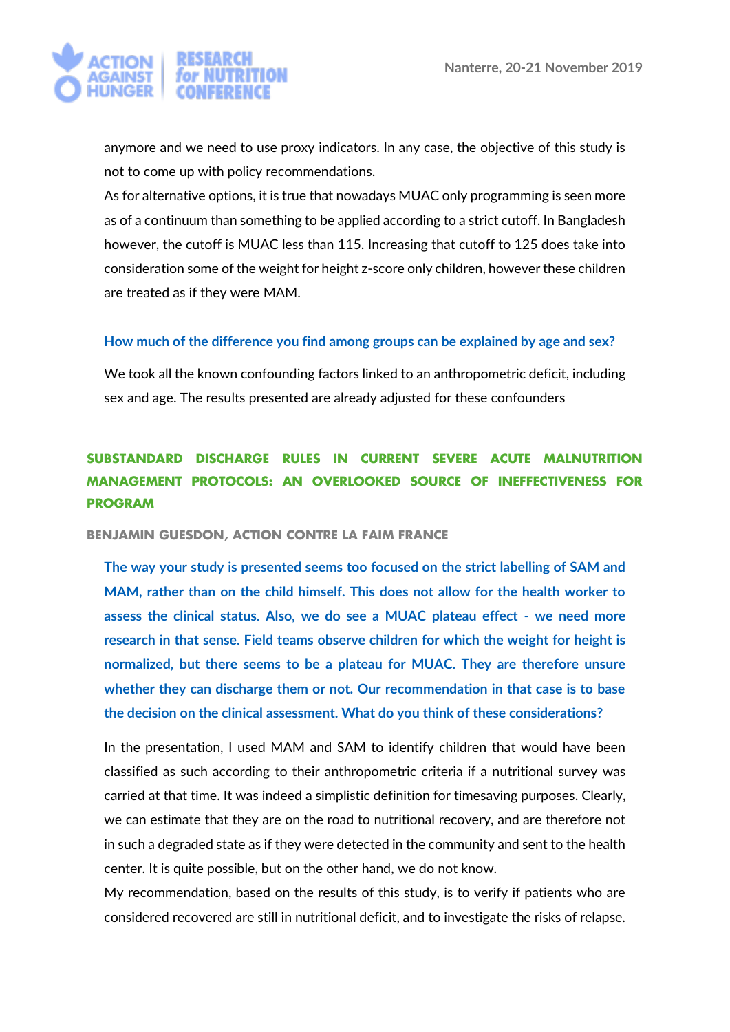anymore and we need to use proxy indicators. In any case, the objective of this study is not to come up with policy recommendations.

As for alternative options, it is true that nowadays MUAC only programming is seen more as of a continuum than something to be applied according to a strict cutoff. In Bangladesh however, the cutoff is MUAC less than 115. Increasing that cutoff to 125 does take into consideration some of the weight for height z-score only children, however these children are treated as if they were MAM.

**How much of the difference you find among groups can be explained by age and sex?**

We took all the known confounding factors linked to an anthropometric deficit, including sex and age. The results presented are already adjusted for these confounders

## SUBSTANDARD DISCHARGE RULES IN CURRENT SEVERE ACUTE MALNUTRITION MANAGEMENT PROTOCOLS: AN OVERLOOKED SOURCE OF INEFFECTIVENESS FOR PROGRAM

**BENJAMIN GUESDON, ACTION CONTRE LA FAIM FRANCE**

**The way your study is presented seems too focused on the strict labelling of SAM and MAM, rather than on the child himself. This does not allow for the health worker to assess the clinical status. Also, we do see a MUAC plateau effect - we need more research in that sense. Field teams observe children for which the weight for height is normalized, but there seems to be a plateau for MUAC. They are therefore unsure whether they can discharge them or not. Our recommendation in that case is to base the decision on the clinical assessment. What do you think of these considerations?**

In the presentation, I used MAM and SAM to identify children that would have been classified as such according to their anthropometric criteria if a nutritional survey was carried at that time. It was indeed a simplistic definition for timesaving purposes. Clearly, we can estimate that they are on the road to nutritional recovery, and are therefore not in such a degraded state as if they were detected in the community and sent to the health center. It is quite possible, but on the other hand, we do not know.

My recommendation, based on the results of this study, is to verify if patients who are considered recovered are still in nutritional deficit, and to investigate the risks of relapse.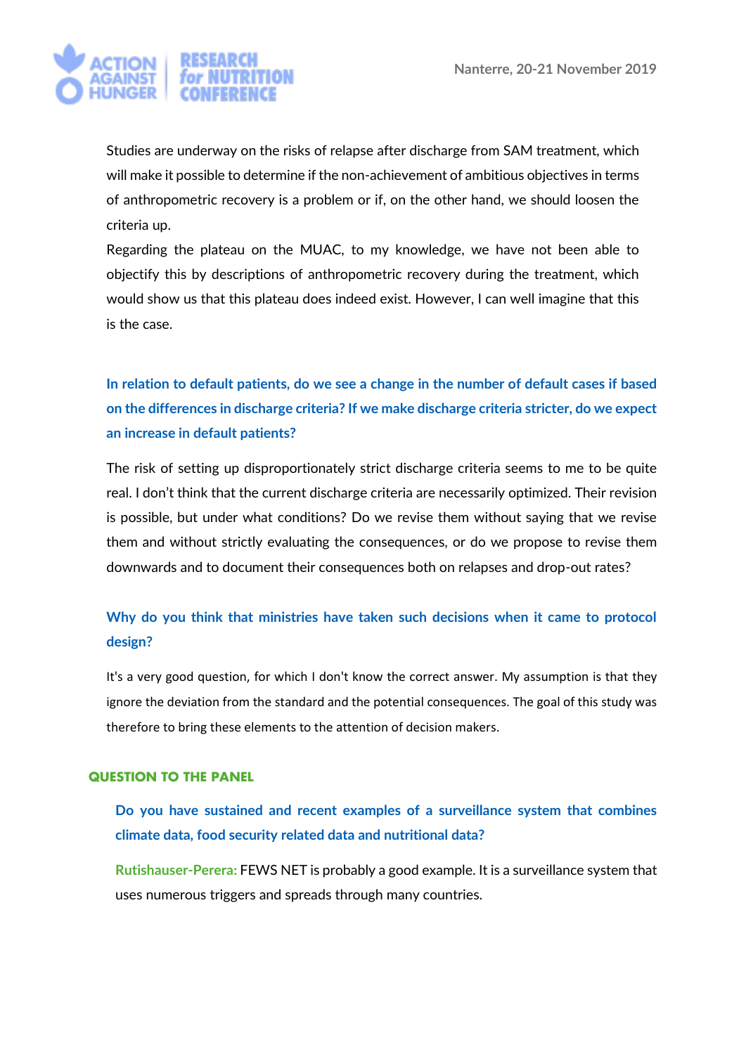Studies are underway on the risks of relapse after discharge from SAM treatment, which will make it possible to determine if the non-achievement of ambitious objectives in terms of anthropometric recovery is a problem or if, on the other hand, we should loosen the criteria up.

Regarding the plateau on the MUAC, to my knowledge, we have not been able to objectify this by descriptions of anthropometric recovery during the treatment, which would show us that this plateau does indeed exist. However, I can well imagine that this is the case.

**In relation to default patients, do we see a change in the number of default cases if based on the differences in discharge criteria? If we make discharge criteria stricter, do we expect an increase in default patients?**

The risk of setting up disproportionately strict discharge criteria seems to me to be quite real. I don't think that the current discharge criteria are necessarily optimized. Their revision is possible, but under what conditions? Do we revise them without saying that we revise them and without strictly evaluating the consequences, or do we propose to revise them downwards and to document their consequences both on relapses and drop-out rates?

**Why do you think that ministries have taken such decisions when it came to protocol design?**

It's a very good question, for which I don't know the correct answer. My assumption is that they ignore the deviation from the standard and the potential consequences. The goal of this study was therefore to bring these elements to the attention of decision makers.

## QUESTION TO THE PANEL

**Do you have sustained and recent examples of a surveillance system that combines climate data, food security related data and nutritional data?**

**Rutishauser-Perera:** FEWS NET is probably a good example. It is a surveillance system that uses numerous triggers and spreads through many countries.